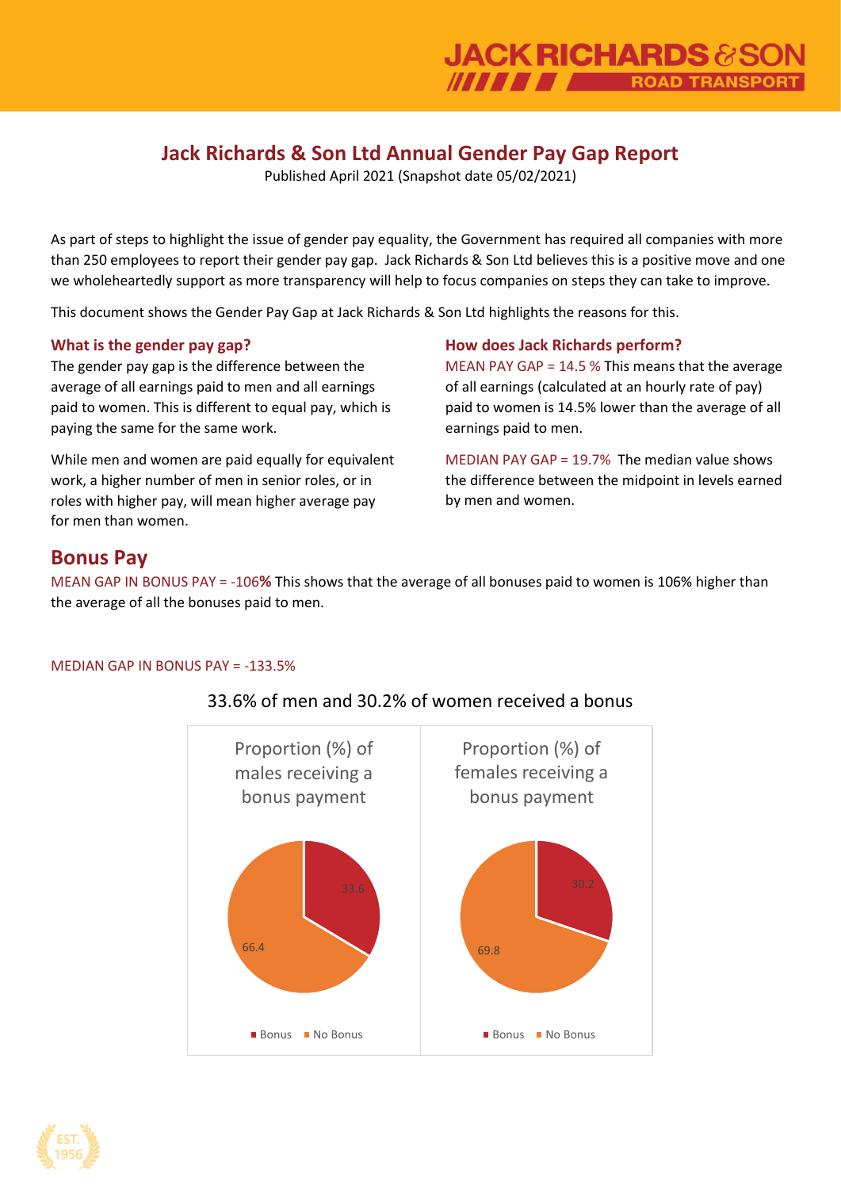# Jack Richards & Son Ltd Annual Gender Pay Gap Report

Published April 2021 (Snapshot date 05/02/2021)

As part of steps to highlight the issue of gender pay equality, the Government has required all companies with more than 250 employees to report their gender pay gap. Jack Richards & Son Ltd believes this is a positive move and one we wholeheartedly support as more transparency will help to focus companies on steps they can take to improve.

This document shows the Gender Pay Gap at Jack Richards & Son Ltd highlights the reasons for this.

### What is the gender pay gap?

The gender pay gap is the difference between the average of all earnings paid to men and all earnings paid to women. This is different to equal pay, which is paying the same for the same work.

While men and women are paid equally for equivalent work, a higher number of men in senior roles, or in roles with higher pay, will mean higher average pay for men than women.

### How does Jack Richards perform?

MEAN PAY GAP = 14.5 % This means that the average of all earnings (calculated at an hourly rate of pay) paid to women is 14.5% lower than the average of all earnings paid to men.

MEDIAN PAY GAP = 19.7% The median value shows the difference between the midpoint in levels earned by men and women.

## Bonus Pay

MEAN GAP IN BONUS PAY = -106**%** This shows that the average of all bonuses paid to women is 106% higher than the average of all the bonuses paid to men.

MEDIAN GAP IN BONUS PAY = -133.5%

33.6% of men and 30.2% of women received a bonus

| Proportion (%) of males receiving a bonus payment | | Proportion (%) of females receiving a bonus payment | |
|---|---|---|---|
| Bonus | No Bonus | Bonus | No Bonus |
| 33.6 | 66.4 | 30.2 | 69.8 |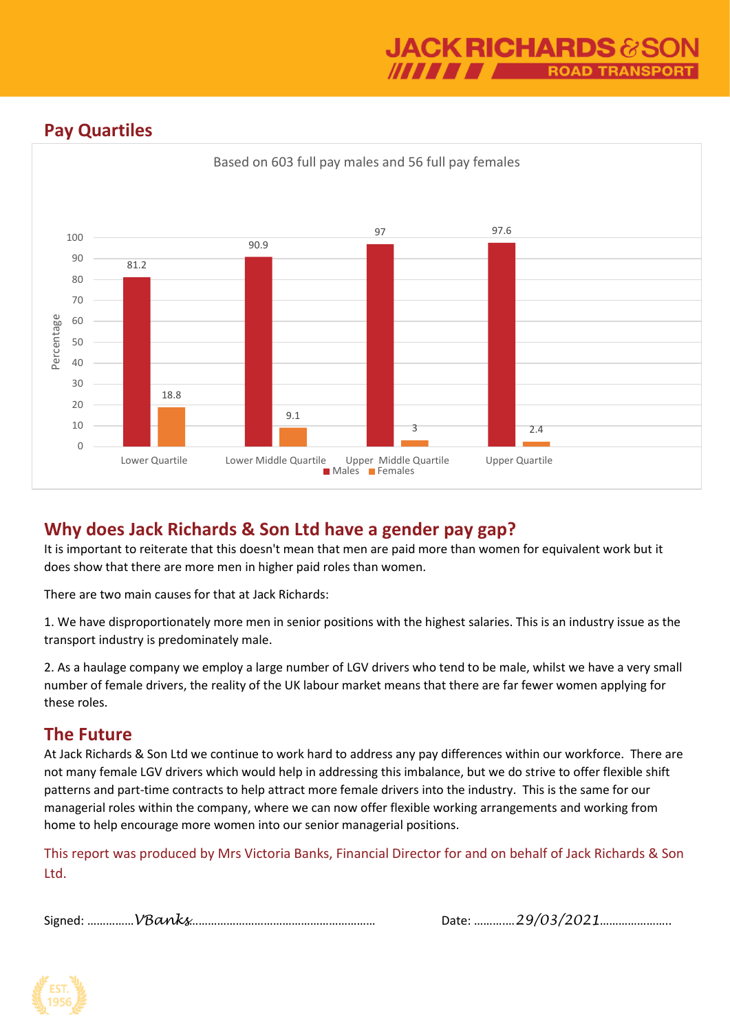## Pay Quartiles

Based on 603 full pay males and 56 full pay females

Percentage

100
90
80
70
60
50
40
30
20
10
0

81.2
18.8
90.9
9.1
97
3
97.6
2.4

Lower Quartile
Lower Middle Quartile
Upper Middle Quartile
Upper Quartile

Males
Females

## Why does Jack Richards & Son Ltd have a gender pay gap?

It is important to reiterate that this doesn't mean that men are paid more than women for equivalent work but it does show that there are more men in higher paid roles than women.

There are two main causes for that at Jack Richards:

1. We have disproportionately more men in senior positions with the highest salaries. This is an industry issue as the transport industry is predominately male.

2. As a haulage company we employ a large number of LGV drivers who tend to be male, whilst we have a very small number of female drivers, the reality of the UK labour market means that there are far fewer women applying for these roles.

## The Future

At Jack Richards & Son Ltd we continue to work hard to address any pay differences within our workforce. There are not many female LGV drivers which would help in addressing this imbalance, but we do strive to offer flexible shift patterns and part-time contracts to help attract more female drivers into the industry. This is the same for our managerial roles within the company, where we can now offer flexible working arrangements and working from home to help encourage more women into our senior managerial positions.

This report was produced by Mrs Victoria Banks, Financial Director for and on behalf of Jack Richards & Son Ltd.

Signed: ……………*VBanks*………………………………………………… Date: …………*29/03/2021*…………………..